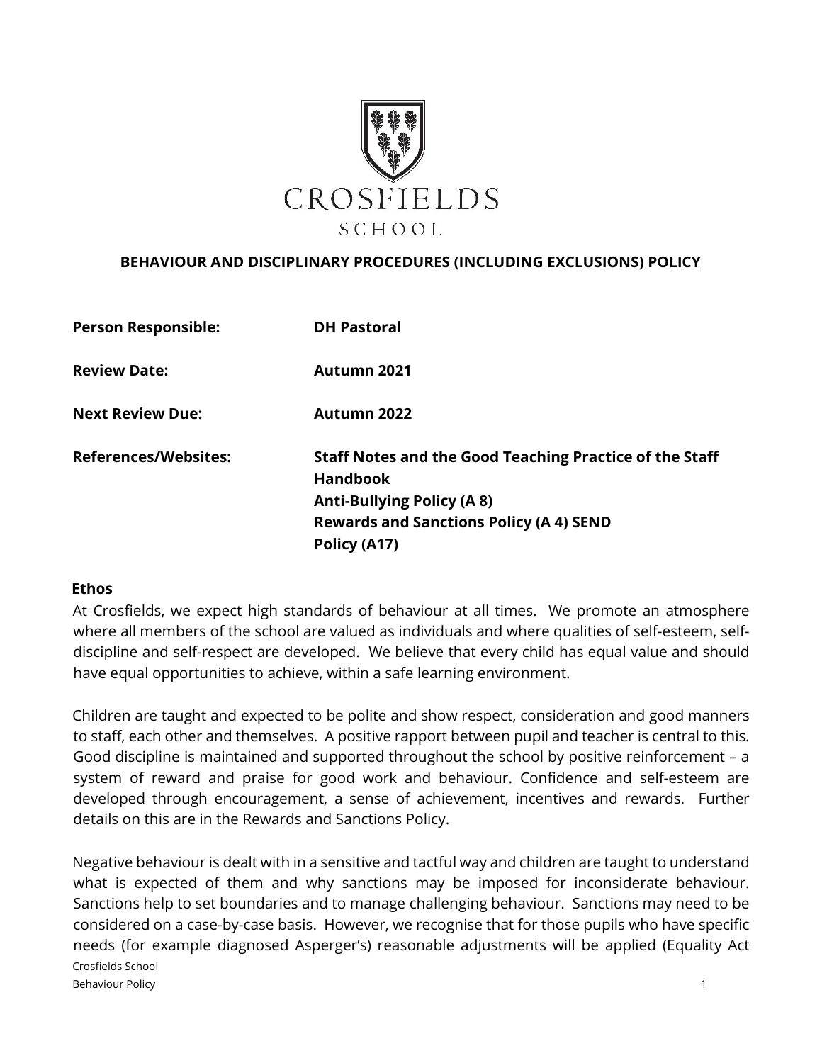CROSFIELDS
SCHOOL

# BEHAVIOUR AND DISCIPLINARY PROCEDURES (INCLUDING EXCLUSIONS) POLICY

| | |
|---|---|
| **Person Responsible:** | **DH Pastoral** |
| **Review Date:** | **Autumn 2021** |
| **Next Review Due:** | **Autumn 2022** |
| **References/Websites:** | **Staff Notes and the Good Teaching Practice of the Staff Handbook**<br>**Anti-Bullying Policy (A 8)**<br>**Rewards and Sanctions Policy (A 4) SEND Policy (A17)** |

## Ethos

At Crosfields, we expect high standards of behaviour at all times. We promote an atmosphere where all members of the school are valued as individuals and where qualities of self-esteem, self-discipline and self-respect are developed. We believe that every child has equal value and should have equal opportunities to achieve, within a safe learning environment.

Children are taught and expected to be polite and show respect, consideration and good manners to staff, each other and themselves. A positive rapport between pupil and teacher is central to this. Good discipline is maintained and supported throughout the school by positive reinforcement – a system of reward and praise for good work and behaviour. Confidence and self-esteem are developed through encouragement, a sense of achievement, incentives and rewards. Further details on this are in the Rewards and Sanctions Policy.

Negative behaviour is dealt with in a sensitive and tactful way and children are taught to understand what is expected of them and why sanctions may be imposed for inconsiderate behaviour. Sanctions help to set boundaries and to manage challenging behaviour. Sanctions may need to be considered on a case-by-case basis. However, we recognise that for those pupils who have specific needs (for example diagnosed Asperger's) reasonable adjustments will be applied (Equality Act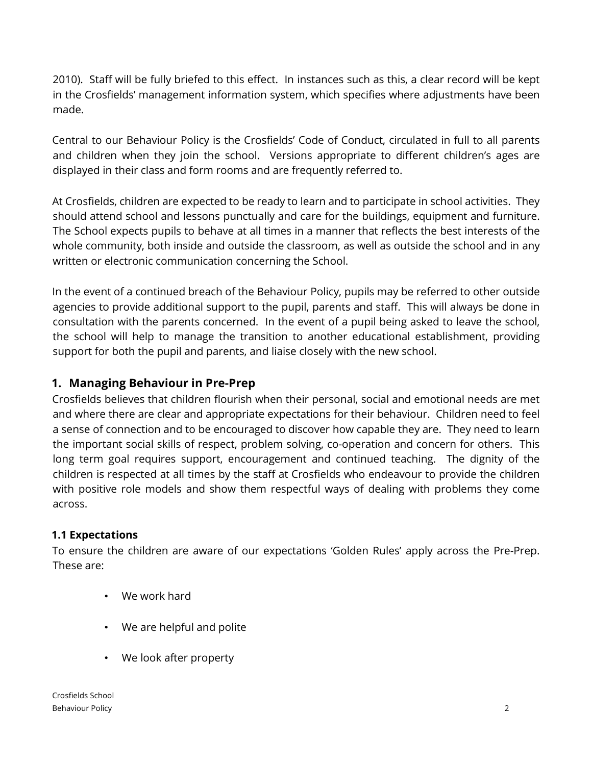2010). Staff will be fully briefed to this effect. In instances such as this, a clear record will be kept in the Crosfields' management information system, which specifies where adjustments have been made.

Central to our Behaviour Policy is the Crosfields' Code of Conduct, circulated in full to all parents and children when they join the school. Versions appropriate to different children's ages are displayed in their class and form rooms and are frequently referred to.

At Crosfields, children are expected to be ready to learn and to participate in school activities. They should attend school and lessons punctually and care for the buildings, equipment and furniture. The School expects pupils to behave at all times in a manner that reflects the best interests of the whole community, both inside and outside the classroom, as well as outside the school and in any written or electronic communication concerning the School.

In the event of a continued breach of the Behaviour Policy, pupils may be referred to other outside agencies to provide additional support to the pupil, parents and staff. This will always be done in consultation with the parents concerned. In the event of a pupil being asked to leave the school, the school will help to manage the transition to another educational establishment, providing support for both the pupil and parents, and liaise closely with the new school.

## 1. Managing Behaviour in Pre-Prep

Crosfields believes that children flourish when their personal, social and emotional needs are met and where there are clear and appropriate expectations for their behaviour. Children need to feel a sense of connection and to be encouraged to discover how capable they are. They need to learn the important social skills of respect, problem solving, co-operation and concern for others. This long term goal requires support, encouragement and continued teaching. The dignity of the children is respected at all times by the staff at Crosfields who endeavour to provide the children with positive role models and show them respectful ways of dealing with problems they come across.

### 1.1 Expectations

To ensure the children are aware of our expectations 'Golden Rules' apply across the Pre-Prep. These are:

- We work hard
- We are helpful and polite
- We look after property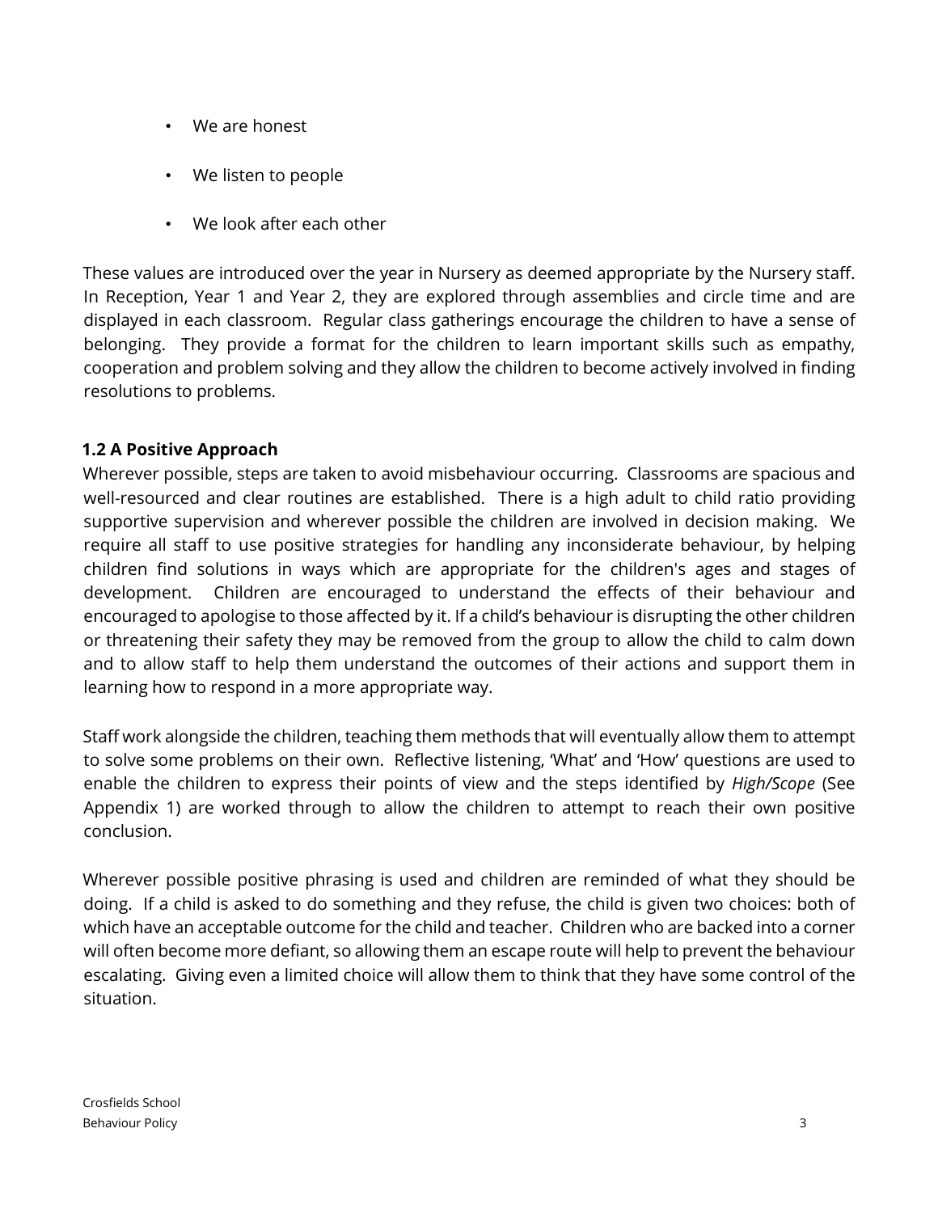- We are honest
- We listen to people
- We look after each other

These values are introduced over the year in Nursery as deemed appropriate by the Nursery staff. In Reception, Year 1 and Year 2, they are explored through assemblies and circle time and are displayed in each classroom. Regular class gatherings encourage the children to have a sense of belonging. They provide a format for the children to learn important skills such as empathy, cooperation and problem solving and they allow the children to become actively involved in finding resolutions to problems.

### 1.2 A Positive Approach

Wherever possible, steps are taken to avoid misbehaviour occurring. Classrooms are spacious and well-resourced and clear routines are established. There is a high adult to child ratio providing supportive supervision and wherever possible the children are involved in decision making. We require all staff to use positive strategies for handling any inconsiderate behaviour, by helping children find solutions in ways which are appropriate for the children's ages and stages of development. Children are encouraged to understand the effects of their behaviour and encouraged to apologise to those affected by it. If a child's behaviour is disrupting the other children or threatening their safety they may be removed from the group to allow the child to calm down and to allow staff to help them understand the outcomes of their actions and support them in learning how to respond in a more appropriate way.

Staff work alongside the children, teaching them methods that will eventually allow them to attempt to solve some problems on their own. Reflective listening, 'What' and 'How' questions are used to enable the children to express their points of view and the steps identified by *High/Scope* (See Appendix 1) are worked through to allow the children to attempt to reach their own positive conclusion.

Wherever possible positive phrasing is used and children are reminded of what they should be doing. If a child is asked to do something and they refuse, the child is given two choices: both of which have an acceptable outcome for the child and teacher. Children who are backed into a corner will often become more defiant, so allowing them an escape route will help to prevent the behaviour escalating. Giving even a limited choice will allow them to think that they have some control of the situation.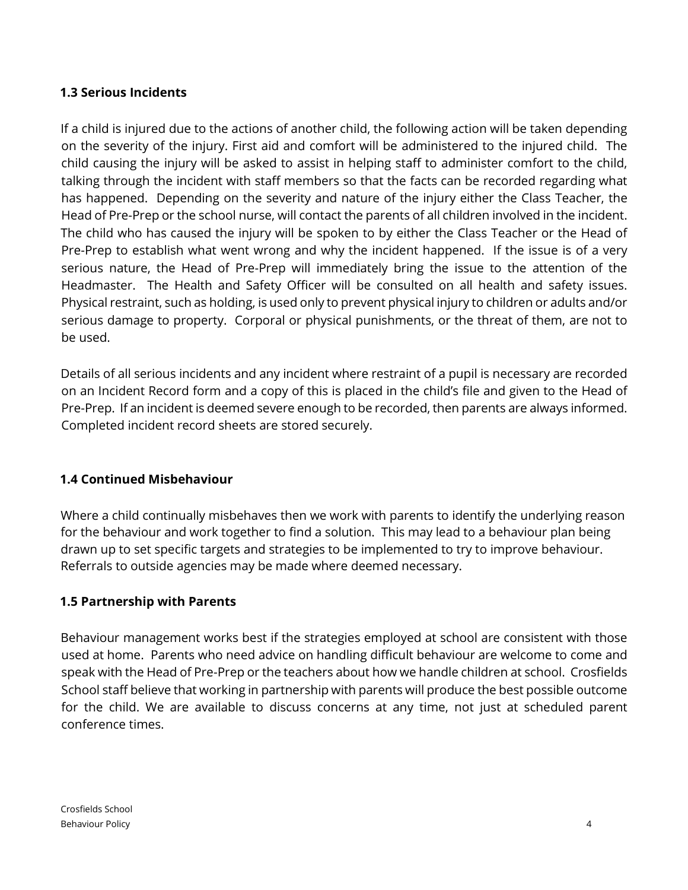### 1.3 Serious Incidents

If a child is injured due to the actions of another child, the following action will be taken depending on the severity of the injury. First aid and comfort will be administered to the injured child. The child causing the injury will be asked to assist in helping staff to administer comfort to the child, talking through the incident with staff members so that the facts can be recorded regarding what has happened. Depending on the severity and nature of the injury either the Class Teacher, the Head of Pre-Prep or the school nurse, will contact the parents of all children involved in the incident. The child who has caused the injury will be spoken to by either the Class Teacher or the Head of Pre-Prep to establish what went wrong and why the incident happened. If the issue is of a very serious nature, the Head of Pre-Prep will immediately bring the issue to the attention of the Headmaster. The Health and Safety Officer will be consulted on all health and safety issues. Physical restraint, such as holding, is used only to prevent physical injury to children or adults and/or serious damage to property. Corporal or physical punishments, or the threat of them, are not to be used.

Details of all serious incidents and any incident where restraint of a pupil is necessary are recorded on an Incident Record form and a copy of this is placed in the child's file and given to the Head of Pre-Prep. If an incident is deemed severe enough to be recorded, then parents are always informed. Completed incident record sheets are stored securely.

### 1.4 Continued Misbehaviour

Where a child continually misbehaves then we work with parents to identify the underlying reason for the behaviour and work together to find a solution. This may lead to a behaviour plan being drawn up to set specific targets and strategies to be implemented to try to improve behaviour. Referrals to outside agencies may be made where deemed necessary.

### 1.5 Partnership with Parents

Behaviour management works best if the strategies employed at school are consistent with those used at home. Parents who need advice on handling difficult behaviour are welcome to come and speak with the Head of Pre-Prep or the teachers about how we handle children at school. Crosfields School staff believe that working in partnership with parents will produce the best possible outcome for the child. We are available to discuss concerns at any time, not just at scheduled parent conference times.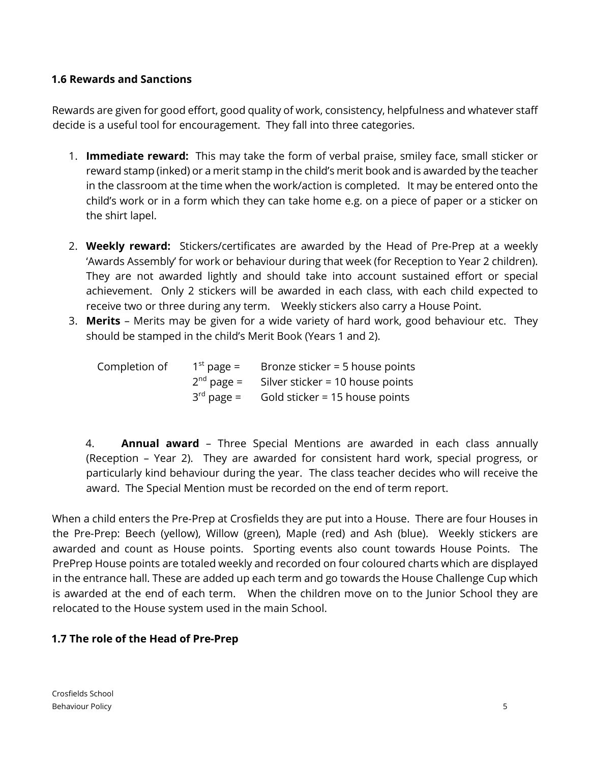### 1.6 Rewards and Sanctions

Rewards are given for good effort, good quality of work, consistency, helpfulness and whatever staff decide is a useful tool for encouragement. They fall into three categories.

1. **Immediate reward:** This may take the form of verbal praise, smiley face, small sticker or reward stamp (inked) or a merit stamp in the child's merit book and is awarded by the teacher in the classroom at the time when the work/action is completed. It may be entered onto the child's work or in a form which they can take home e.g. on a piece of paper or a sticker on the shirt lapel.

2. **Weekly reward:** Stickers/certificates are awarded by the Head of Pre-Prep at a weekly 'Awards Assembly' for work or behaviour during that week (for Reception to Year 2 children). They are not awarded lightly and should take into account sustained effort or special achievement. Only 2 stickers will be awarded in each class, with each child expected to receive two or three during any term. Weekly stickers also carry a House Point.
3. **Merits** – Merits may be given for a wide variety of hard work, good behaviour etc. They should be stamped in the child's Merit Book (Years 1 and 2).

| Completion of | 1st page = | Bronze sticker = 5 house points |
|---|---|---|
| | 2nd page = | Silver sticker = 10 house points |
| | 3rd page = | Gold sticker = 15 house points |

4. **Annual award** – Three Special Mentions are awarded in each class annually (Reception – Year 2). They are awarded for consistent hard work, special progress, or particularly kind behaviour during the year. The class teacher decides who will receive the award. The Special Mention must be recorded on the end of term report.

When a child enters the Pre-Prep at Crosfields they are put into a House. There are four Houses in the Pre-Prep: Beech (yellow), Willow (green), Maple (red) and Ash (blue). Weekly stickers are awarded and count as House points. Sporting events also count towards House Points. The PrePrep House points are totaled weekly and recorded on four coloured charts which are displayed in the entrance hall. These are added up each term and go towards the House Challenge Cup which is awarded at the end of each term. When the children move on to the Junior School they are relocated to the House system used in the main School.

### 1.7 The role of the Head of Pre-Prep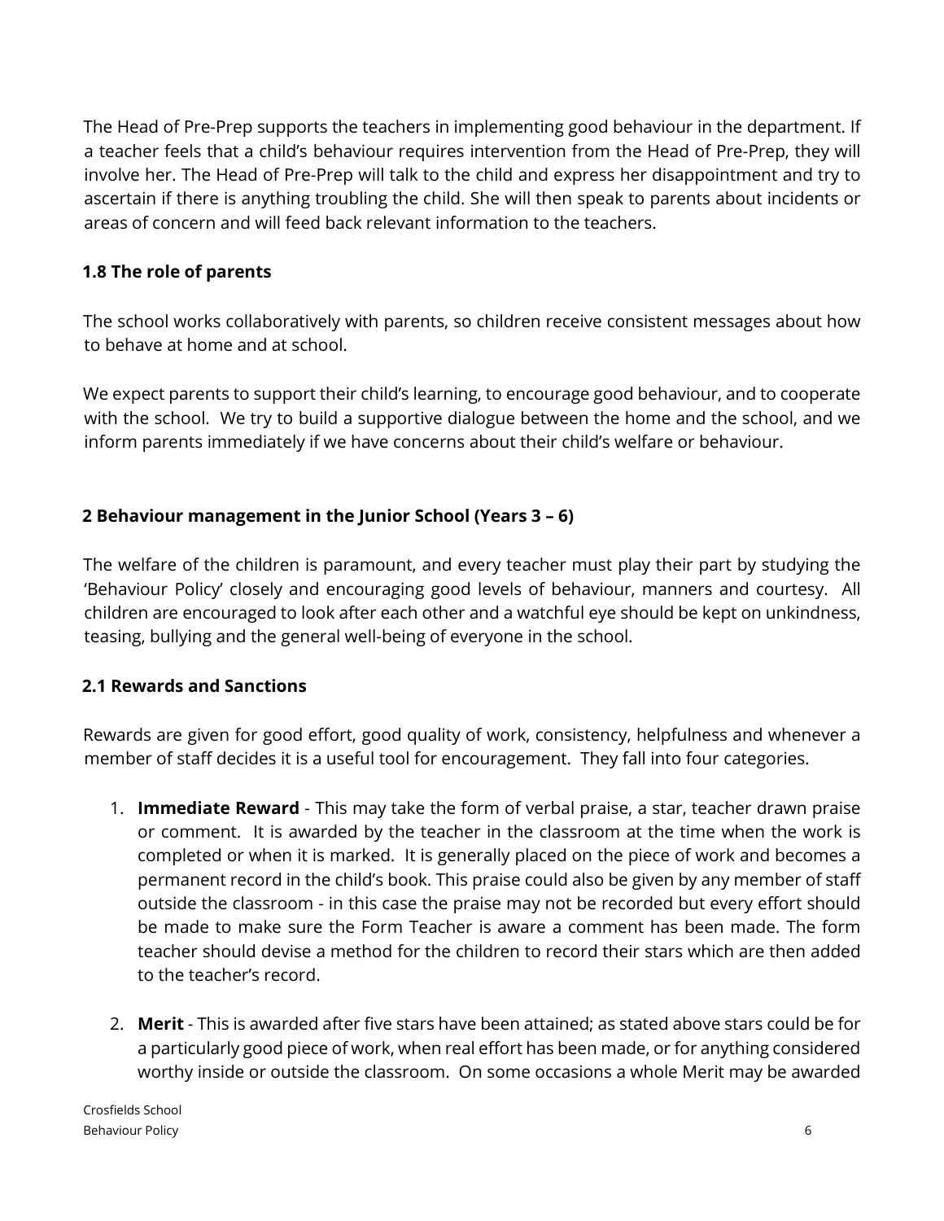The Head of Pre-Prep supports the teachers in implementing good behaviour in the department. If a teacher feels that a child's behaviour requires intervention from the Head of Pre-Prep, they will involve her. The Head of Pre-Prep will talk to the child and express her disappointment and try to ascertain if there is anything troubling the child. She will then speak to parents about incidents or areas of concern and will feed back relevant information to the teachers.

### 1.8 The role of parents

The school works collaboratively with parents, so children receive consistent messages about how to behave at home and at school.

We expect parents to support their child's learning, to encourage good behaviour, and to cooperate with the school. We try to build a supportive dialogue between the home and the school, and we inform parents immediately if we have concerns about their child's welfare or behaviour.

## 2 Behaviour management in the Junior School (Years 3 – 6)

The welfare of the children is paramount, and every teacher must play their part by studying the 'Behaviour Policy' closely and encouraging good levels of behaviour, manners and courtesy. All children are encouraged to look after each other and a watchful eye should be kept on unkindness, teasing, bullying and the general well-being of everyone in the school.

### 2.1 Rewards and Sanctions

Rewards are given for good effort, good quality of work, consistency, helpfulness and whenever a member of staff decides it is a useful tool for encouragement. They fall into four categories.

1. **Immediate Reward** - This may take the form of verbal praise, a star, teacher drawn praise or comment. It is awarded by the teacher in the classroom at the time when the work is completed or when it is marked. It is generally placed on the piece of work and becomes a permanent record in the child's book. This praise could also be given by any member of staff outside the classroom - in this case the praise may not be recorded but every effort should be made to make sure the Form Teacher is aware a comment has been made. The form teacher should devise a method for the children to record their stars which are then added to the teacher's record.

2. **Merit** - This is awarded after five stars have been attained; as stated above stars could be for a particularly good piece of work, when real effort has been made, or for anything considered worthy inside or outside the classroom. On some occasions a whole Merit may be awarded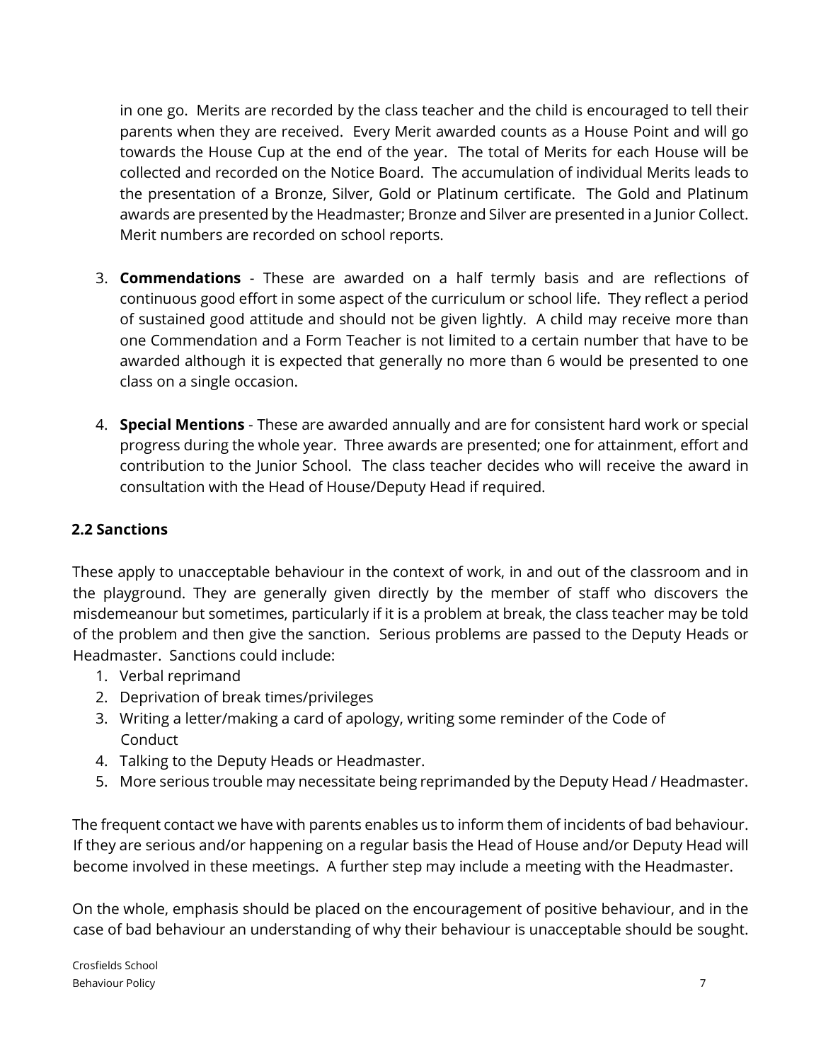in one go. Merits are recorded by the class teacher and the child is encouraged to tell their parents when they are received. Every Merit awarded counts as a House Point and will go towards the House Cup at the end of the year. The total of Merits for each House will be collected and recorded on the Notice Board. The accumulation of individual Merits leads to the presentation of a Bronze, Silver, Gold or Platinum certificate. The Gold and Platinum awards are presented by the Headmaster; Bronze and Silver are presented in a Junior Collect. Merit numbers are recorded on school reports.

3. **Commendations** - These are awarded on a half termly basis and are reflections of continuous good effort in some aspect of the curriculum or school life. They reflect a period of sustained good attitude and should not be given lightly. A child may receive more than one Commendation and a Form Teacher is not limited to a certain number that have to be awarded although it is expected that generally no more than 6 would be presented to one class on a single occasion.

4. **Special Mentions** - These are awarded annually and are for consistent hard work or special progress during the whole year. Three awards are presented; one for attainment, effort and contribution to the Junior School. The class teacher decides who will receive the award in consultation with the Head of House/Deputy Head if required.

### 2.2 Sanctions

These apply to unacceptable behaviour in the context of work, in and out of the classroom and in the playground. They are generally given directly by the member of staff who discovers the misdemeanour but sometimes, particularly if it is a problem at break, the class teacher may be told of the problem and then give the sanction. Serious problems are passed to the Deputy Heads or Headmaster. Sanctions could include:

1. Verbal reprimand
2. Deprivation of break times/privileges
3. Writing a letter/making a card of apology, writing some reminder of the Code of Conduct
4. Talking to the Deputy Heads or Headmaster.
5. More serious trouble may necessitate being reprimanded by the Deputy Head / Headmaster.

The frequent contact we have with parents enables us to inform them of incidents of bad behaviour. If they are serious and/or happening on a regular basis the Head of House and/or Deputy Head will become involved in these meetings. A further step may include a meeting with the Headmaster.

On the whole, emphasis should be placed on the encouragement of positive behaviour, and in the case of bad behaviour an understanding of why their behaviour is unacceptable should be sought.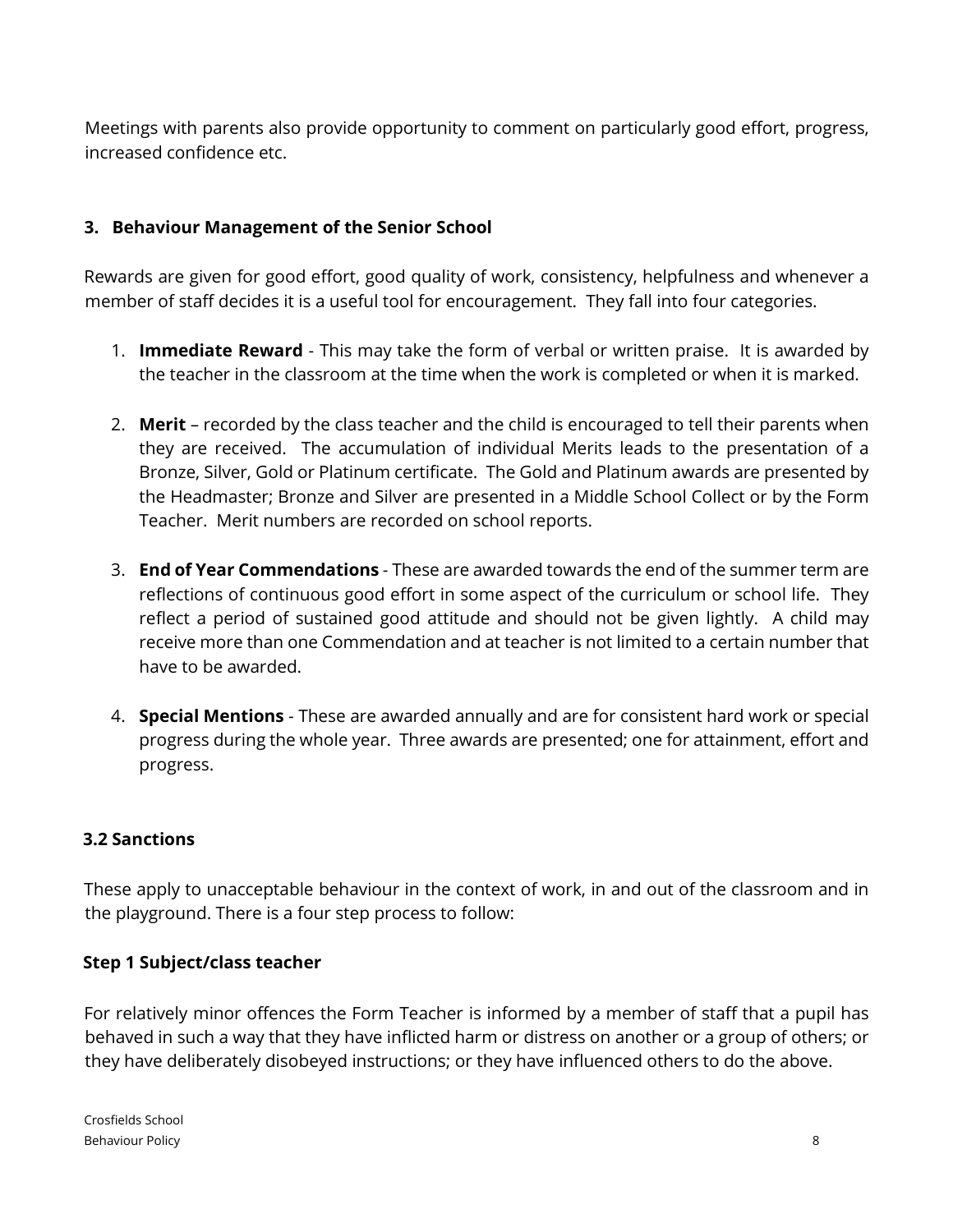Meetings with parents also provide opportunity to comment on particularly good effort, progress, increased confidence etc.

## 3. Behaviour Management of the Senior School

Rewards are given for good effort, good quality of work, consistency, helpfulness and whenever a member of staff decides it is a useful tool for encouragement. They fall into four categories.

1. **Immediate Reward** - This may take the form of verbal or written praise. It is awarded by the teacher in the classroom at the time when the work is completed or when it is marked.

2. **Merit** – recorded by the class teacher and the child is encouraged to tell their parents when they are received. The accumulation of individual Merits leads to the presentation of a Bronze, Silver, Gold or Platinum certificate. The Gold and Platinum awards are presented by the Headmaster; Bronze and Silver are presented in a Middle School Collect or by the Form Teacher. Merit numbers are recorded on school reports.

3. **End of Year Commendations** - These are awarded towards the end of the summer term are reflections of continuous good effort in some aspect of the curriculum or school life. They reflect a period of sustained good attitude and should not be given lightly. A child may receive more than one Commendation and at teacher is not limited to a certain number that have to be awarded.

4. **Special Mentions** - These are awarded annually and are for consistent hard work or special progress during the whole year. Three awards are presented; one for attainment, effort and progress.

### 3.2 Sanctions

These apply to unacceptable behaviour in the context of work, in and out of the classroom and in the playground. There is a four step process to follow:

#### Step 1 Subject/class teacher

For relatively minor offences the Form Teacher is informed by a member of staff that a pupil has behaved in such a way that they have inflicted harm or distress on another or a group of others; or they have deliberately disobeyed instructions; or they have influenced others to do the above.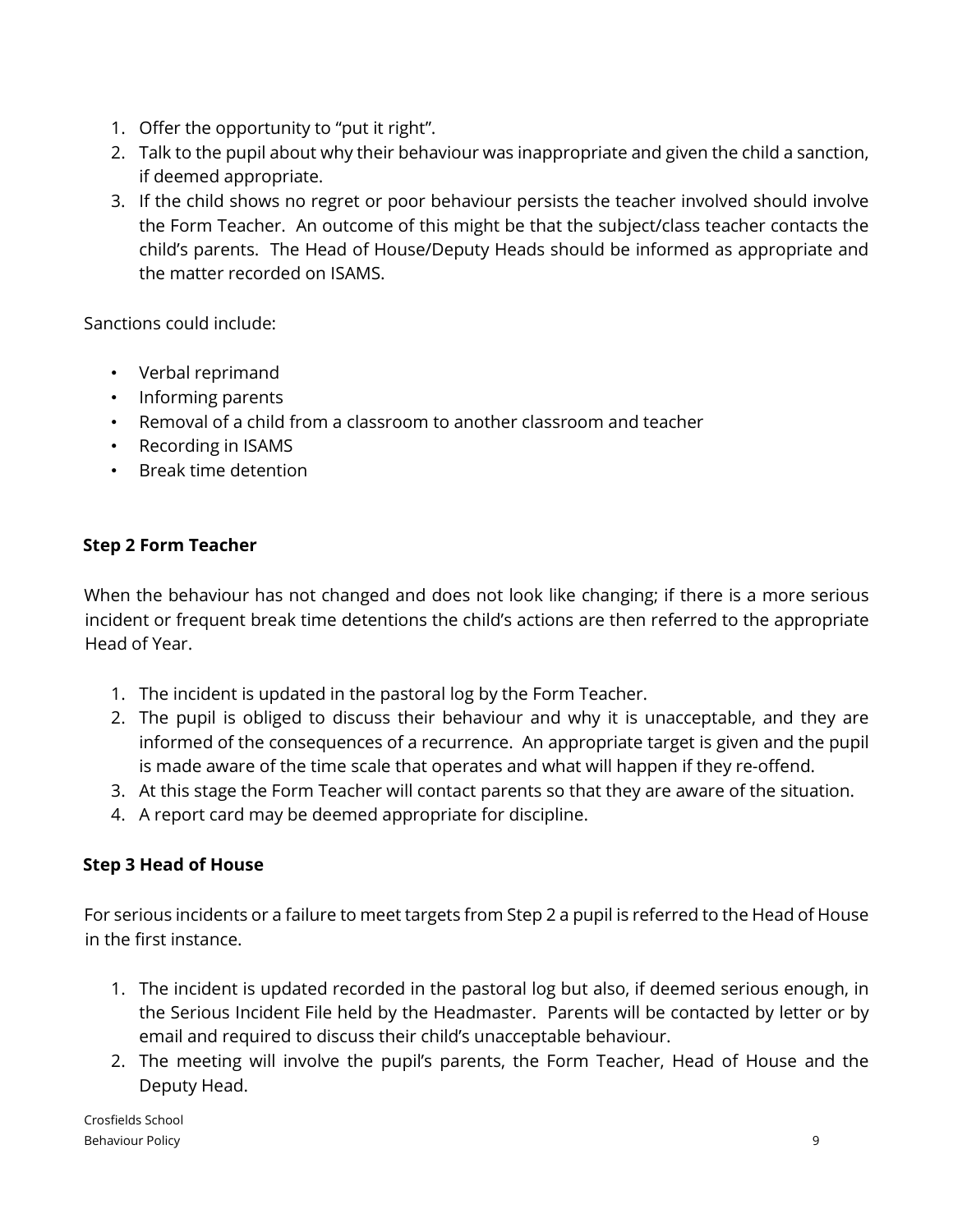1. Offer the opportunity to "put it right".
2. Talk to the pupil about why their behaviour was inappropriate and given the child a sanction, if deemed appropriate.
3. If the child shows no regret or poor behaviour persists the teacher involved should involve the Form Teacher. An outcome of this might be that the subject/class teacher contacts the child's parents. The Head of House/Deputy Heads should be informed as appropriate and the matter recorded on ISAMS.

Sanctions could include:

- Verbal reprimand
- Informing parents
- Removal of a child from a classroom to another classroom and teacher
- Recording in ISAMS
- Break time detention

**Step 2 Form Teacher**

When the behaviour has not changed and does not look like changing; if there is a more serious incident or frequent break time detentions the child's actions are then referred to the appropriate Head of Year.

1. The incident is updated in the pastoral log by the Form Teacher.
2. The pupil is obliged to discuss their behaviour and why it is unacceptable, and they are informed of the consequences of a recurrence. An appropriate target is given and the pupil is made aware of the time scale that operates and what will happen if they re-offend.
3. At this stage the Form Teacher will contact parents so that they are aware of the situation.
4. A report card may be deemed appropriate for discipline.

**Step 3 Head of House**

For serious incidents or a failure to meet targets from Step 2 a pupil is referred to the Head of House in the first instance.

1. The incident is updated recorded in the pastoral log but also, if deemed serious enough, in the Serious Incident File held by the Headmaster. Parents will be contacted by letter or by email and required to discuss their child's unacceptable behaviour.
2. The meeting will involve the pupil's parents, the Form Teacher, Head of House and the Deputy Head.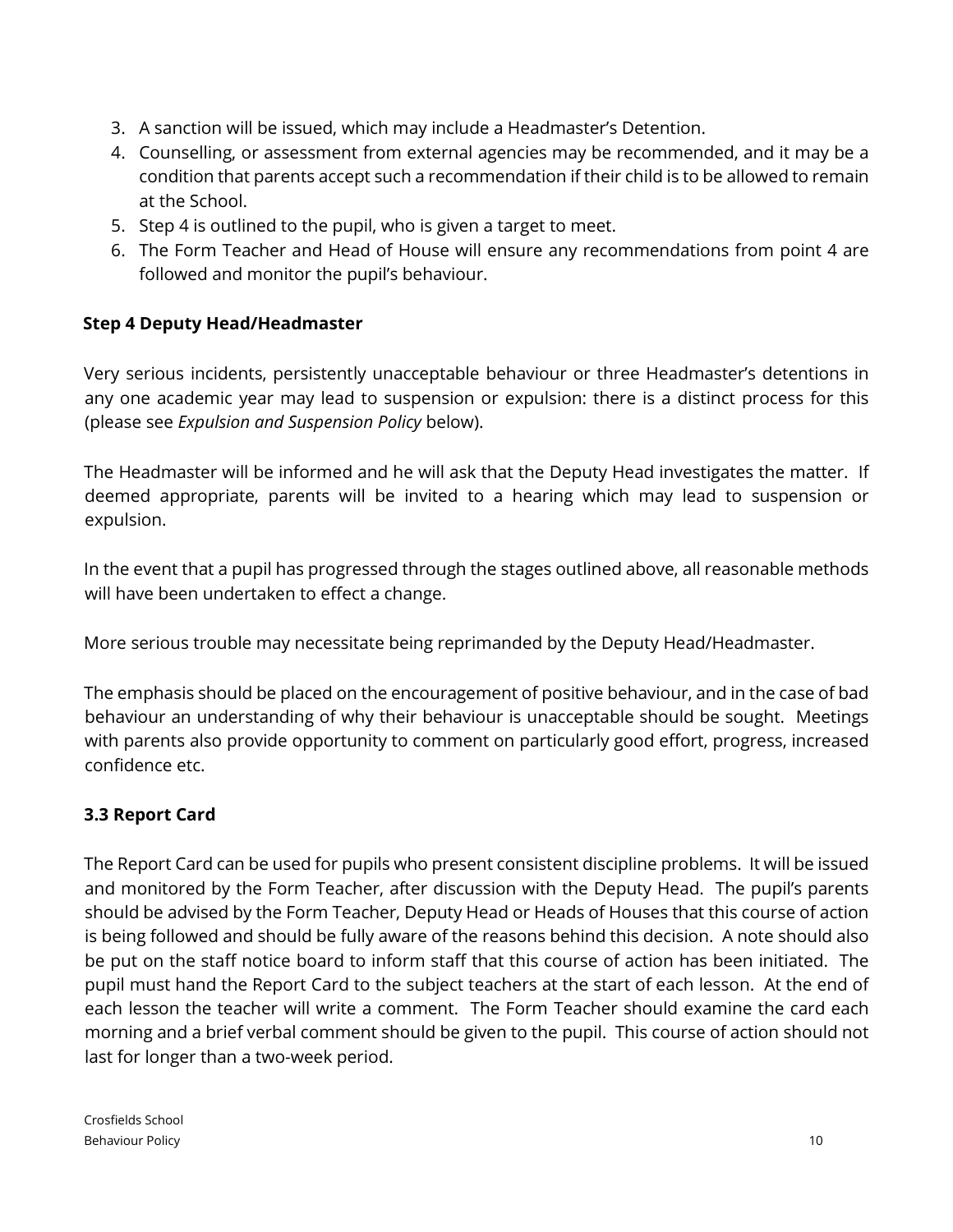3. A sanction will be issued, which may include a Headmaster's Detention.
4. Counselling, or assessment from external agencies may be recommended, and it may be a condition that parents accept such a recommendation if their child is to be allowed to remain at the School.
5. Step 4 is outlined to the pupil, who is given a target to meet.
6. The Form Teacher and Head of House will ensure any recommendations from point 4 are followed and monitor the pupil's behaviour.

**Step 4 Deputy Head/Headmaster**

Very serious incidents, persistently unacceptable behaviour or three Headmaster's detentions in any one academic year may lead to suspension or expulsion: there is a distinct process for this (please see *Expulsion and Suspension Policy* below).

The Headmaster will be informed and he will ask that the Deputy Head investigates the matter. If deemed appropriate, parents will be invited to a hearing which may lead to suspension or expulsion.

In the event that a pupil has progressed through the stages outlined above, all reasonable methods will have been undertaken to effect a change.

More serious trouble may necessitate being reprimanded by the Deputy Head/Headmaster.

The emphasis should be placed on the encouragement of positive behaviour, and in the case of bad behaviour an understanding of why their behaviour is unacceptable should be sought. Meetings with parents also provide opportunity to comment on particularly good effort, progress, increased confidence etc.

### 3.3 Report Card

The Report Card can be used for pupils who present consistent discipline problems. It will be issued and monitored by the Form Teacher, after discussion with the Deputy Head. The pupil's parents should be advised by the Form Teacher, Deputy Head or Heads of Houses that this course of action is being followed and should be fully aware of the reasons behind this decision. A note should also be put on the staff notice board to inform staff that this course of action has been initiated. The pupil must hand the Report Card to the subject teachers at the start of each lesson. At the end of each lesson the teacher will write a comment. The Form Teacher should examine the card each morning and a brief verbal comment should be given to the pupil. This course of action should not last for longer than a two-week period.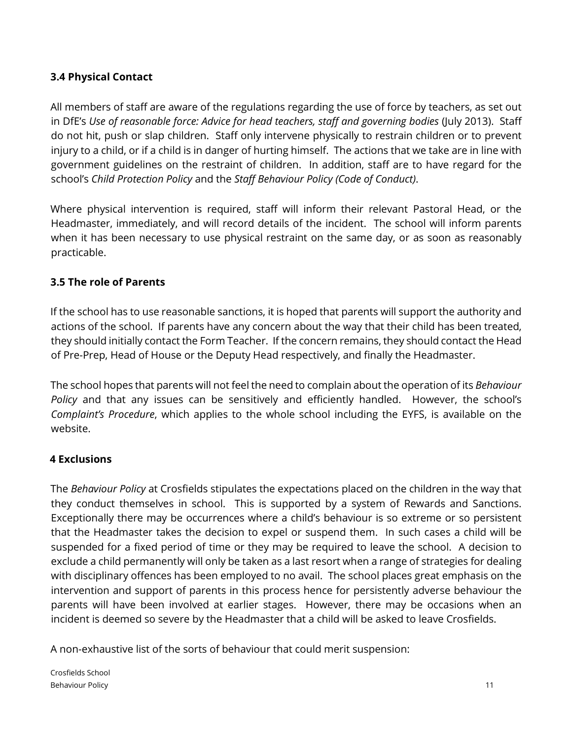### 3.4 Physical Contact

All members of staff are aware of the regulations regarding the use of force by teachers, as set out in DfE's *Use of reasonable force: Advice for head teachers, staff and governing bodies* (July 2013). Staff do not hit, push or slap children. Staff only intervene physically to restrain children or to prevent injury to a child, or if a child is in danger of hurting himself. The actions that we take are in line with government guidelines on the restraint of children. In addition, staff are to have regard for the school's *Child Protection Policy* and the *Staff Behaviour Policy (Code of Conduct)*.

Where physical intervention is required, staff will inform their relevant Pastoral Head, or the Headmaster, immediately, and will record details of the incident. The school will inform parents when it has been necessary to use physical restraint on the same day, or as soon as reasonably practicable.

### 3.5 The role of Parents

If the school has to use reasonable sanctions, it is hoped that parents will support the authority and actions of the school. If parents have any concern about the way that their child has been treated, they should initially contact the Form Teacher. If the concern remains, they should contact the Head of Pre-Prep, Head of House or the Deputy Head respectively, and finally the Headmaster.

The school hopes that parents will not feel the need to complain about the operation of its *Behaviour Policy* and that any issues can be sensitively and efficiently handled. However, the school's *Complaint's Procedure*, which applies to the whole school including the EYFS, is available on the website.

## 4 Exclusions

The *Behaviour Policy* at Crosfields stipulates the expectations placed on the children in the way that they conduct themselves in school. This is supported by a system of Rewards and Sanctions. Exceptionally there may be occurrences where a child's behaviour is so extreme or so persistent that the Headmaster takes the decision to expel or suspend them. In such cases a child will be suspended for a fixed period of time or they may be required to leave the school. A decision to exclude a child permanently will only be taken as a last resort when a range of strategies for dealing with disciplinary offences has been employed to no avail. The school places great emphasis on the intervention and support of parents in this process hence for persistently adverse behaviour the parents will have been involved at earlier stages. However, there may be occasions when an incident is deemed so severe by the Headmaster that a child will be asked to leave Crosfields.

A non-exhaustive list of the sorts of behaviour that could merit suspension: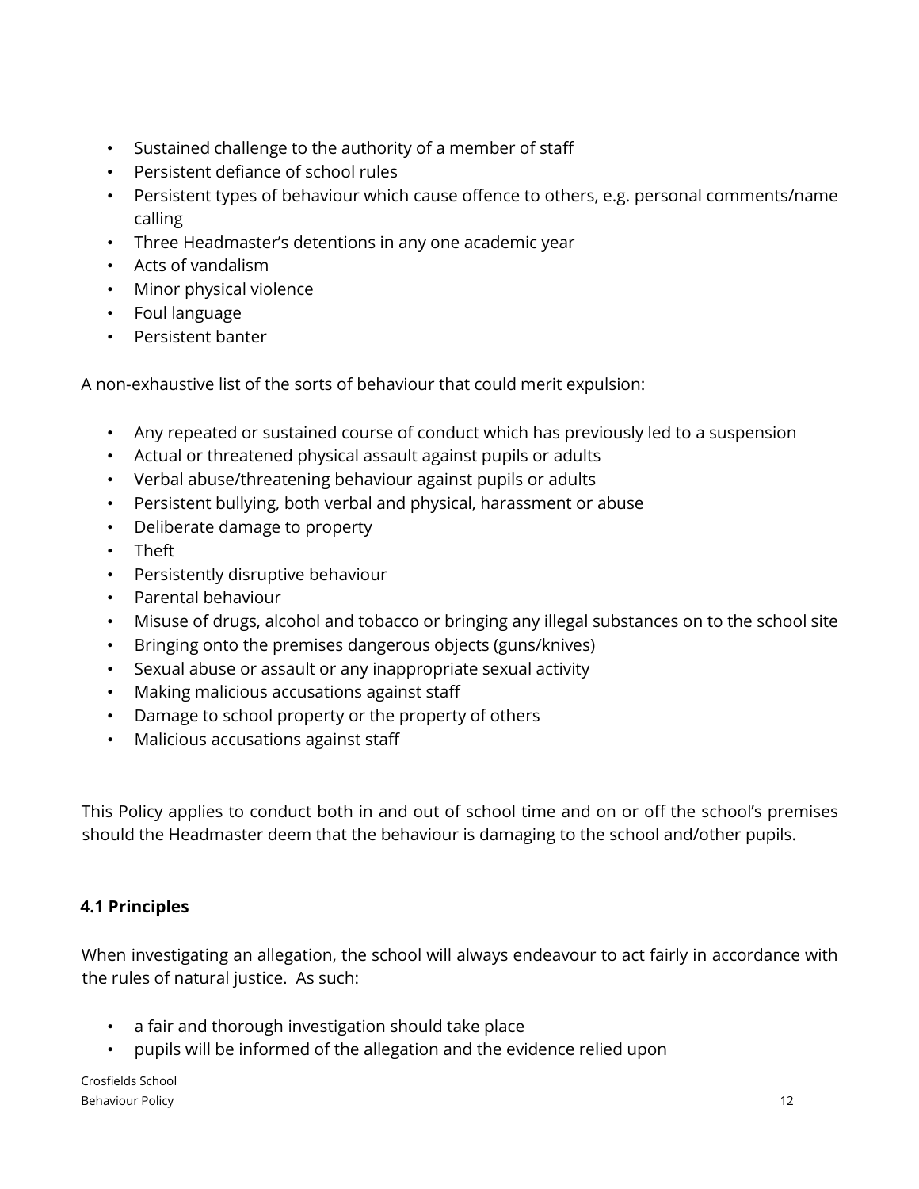- Sustained challenge to the authority of a member of staff
- Persistent defiance of school rules
- Persistent types of behaviour which cause offence to others, e.g. personal comments/name calling
- Three Headmaster's detentions in any one academic year
- Acts of vandalism
- Minor physical violence
- Foul language
- Persistent banter

A non-exhaustive list of the sorts of behaviour that could merit expulsion:

- Any repeated or sustained course of conduct which has previously led to a suspension
- Actual or threatened physical assault against pupils or adults
- Verbal abuse/threatening behaviour against pupils or adults
- Persistent bullying, both verbal and physical, harassment or abuse
- Deliberate damage to property
- Theft
- Persistently disruptive behaviour
- Parental behaviour
- Misuse of drugs, alcohol and tobacco or bringing any illegal substances on to the school site
- Bringing onto the premises dangerous objects (guns/knives)
- Sexual abuse or assault or any inappropriate sexual activity
- Making malicious accusations against staff
- Damage to school property or the property of others
- Malicious accusations against staff

This Policy applies to conduct both in and out of school time and on or off the school's premises should the Headmaster deem that the behaviour is damaging to the school and/other pupils.

### 4.1 Principles

When investigating an allegation, the school will always endeavour to act fairly in accordance with the rules of natural justice. As such:

- a fair and thorough investigation should take place
- pupils will be informed of the allegation and the evidence relied upon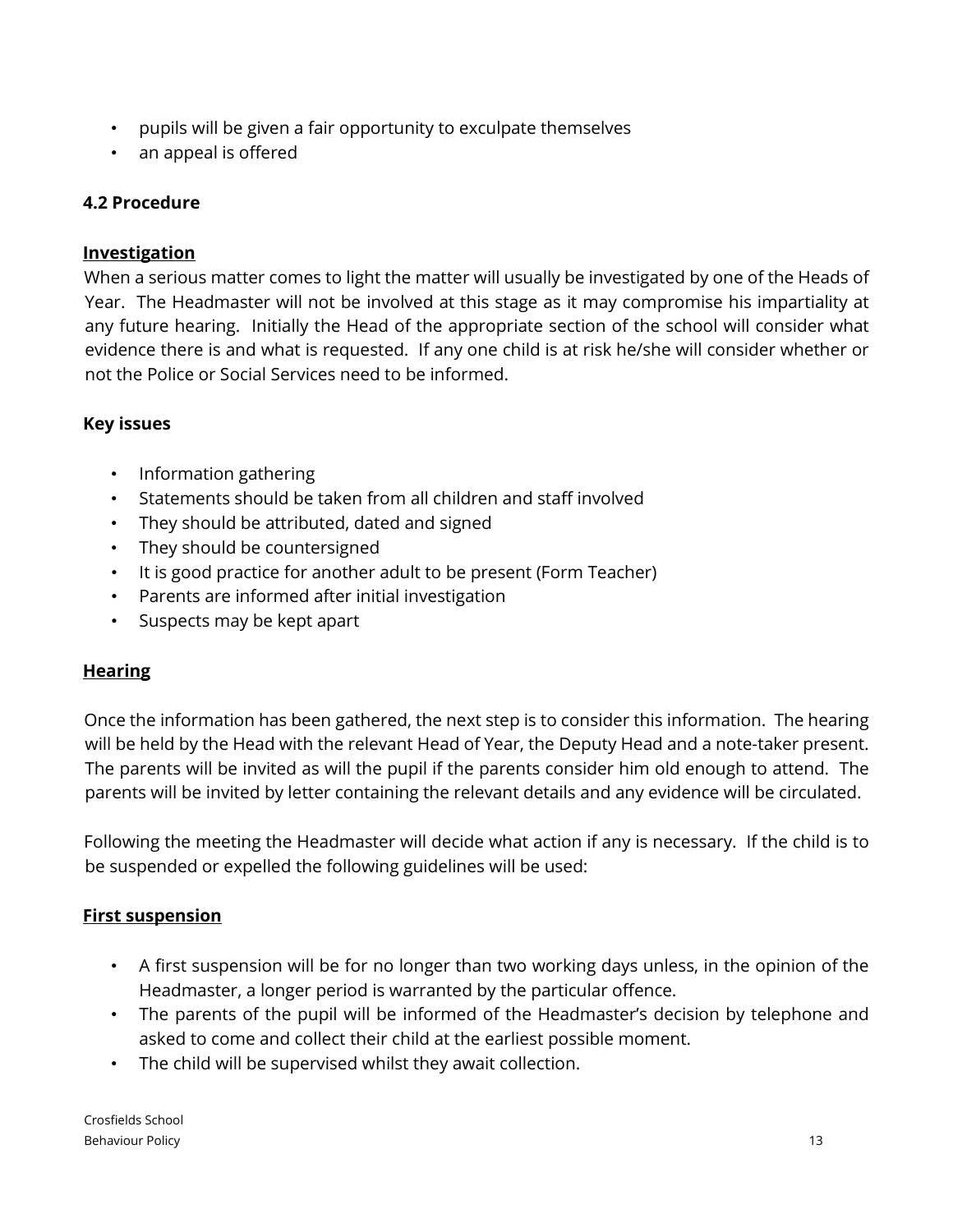- pupils will be given a fair opportunity to exculpate themselves
- an appeal is offered

### 4.2 Procedure

**Investigation**

When a serious matter comes to light the matter will usually be investigated by one of the Heads of Year. The Headmaster will not be involved at this stage as it may compromise his impartiality at any future hearing. Initially the Head of the appropriate section of the school will consider what evidence there is and what is requested. If any one child is at risk he/she will consider whether or not the Police or Social Services need to be informed.

**Key issues**

- Information gathering
- Statements should be taken from all children and staff involved
- They should be attributed, dated and signed
- They should be countersigned
- It is good practice for another adult to be present (Form Teacher)
- Parents are informed after initial investigation
- Suspects may be kept apart

**Hearing**

Once the information has been gathered, the next step is to consider this information. The hearing will be held by the Head with the relevant Head of Year, the Deputy Head and a note-taker present. The parents will be invited as will the pupil if the parents consider him old enough to attend. The parents will be invited by letter containing the relevant details and any evidence will be circulated.

Following the meeting the Headmaster will decide what action if any is necessary. If the child is to be suspended or expelled the following guidelines will be used:

**First suspension**

- A first suspension will be for no longer than two working days unless, in the opinion of the Headmaster, a longer period is warranted by the particular offence.
- The parents of the pupil will be informed of the Headmaster's decision by telephone and asked to come and collect their child at the earliest possible moment.
- The child will be supervised whilst they await collection.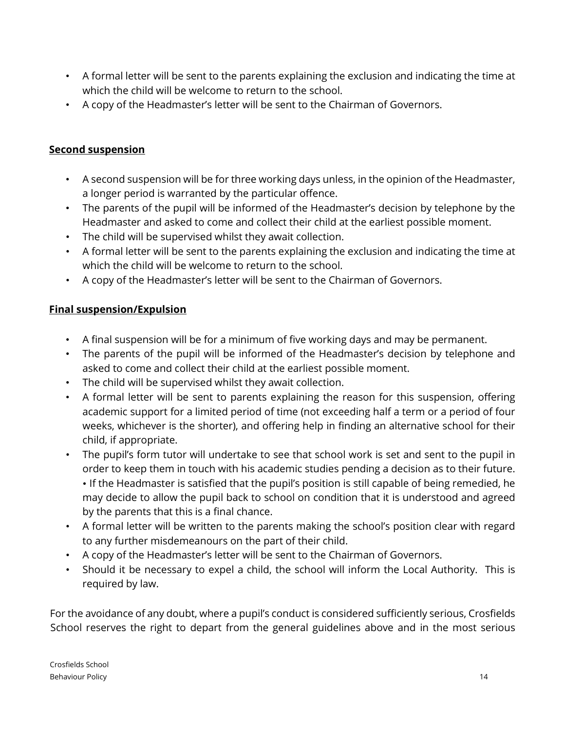- A formal letter will be sent to the parents explaining the exclusion and indicating the time at which the child will be welcome to return to the school.
- A copy of the Headmaster's letter will be sent to the Chairman of Governors.

## Second suspension

- A second suspension will be for three working days unless, in the opinion of the Headmaster, a longer period is warranted by the particular offence.
- The parents of the pupil will be informed of the Headmaster's decision by telephone by the Headmaster and asked to come and collect their child at the earliest possible moment.
- The child will be supervised whilst they await collection.
- A formal letter will be sent to the parents explaining the exclusion and indicating the time at which the child will be welcome to return to the school.
- A copy of the Headmaster's letter will be sent to the Chairman of Governors.

## Final suspension/Expulsion

- A final suspension will be for a minimum of five working days and may be permanent.
- The parents of the pupil will be informed of the Headmaster's decision by telephone and asked to come and collect their child at the earliest possible moment.
- The child will be supervised whilst they await collection.
- A formal letter will be sent to parents explaining the reason for this suspension, offering academic support for a limited period of time (not exceeding half a term or a period of four weeks, whichever is the shorter), and offering help in finding an alternative school for their child, if appropriate.
- The pupil's form tutor will undertake to see that school work is set and sent to the pupil in order to keep them in touch with his academic studies pending a decision as to their future. • If the Headmaster is satisfied that the pupil's position is still capable of being remedied, he may decide to allow the pupil back to school on condition that it is understood and agreed by the parents that this is a final chance.
- A formal letter will be written to the parents making the school's position clear with regard to any further misdemeanours on the part of their child.
- A copy of the Headmaster's letter will be sent to the Chairman of Governors.
- Should it be necessary to expel a child, the school will inform the Local Authority. This is required by law.

For the avoidance of any doubt, where a pupil's conduct is considered sufficiently serious, Crosfields School reserves the right to depart from the general guidelines above and in the most serious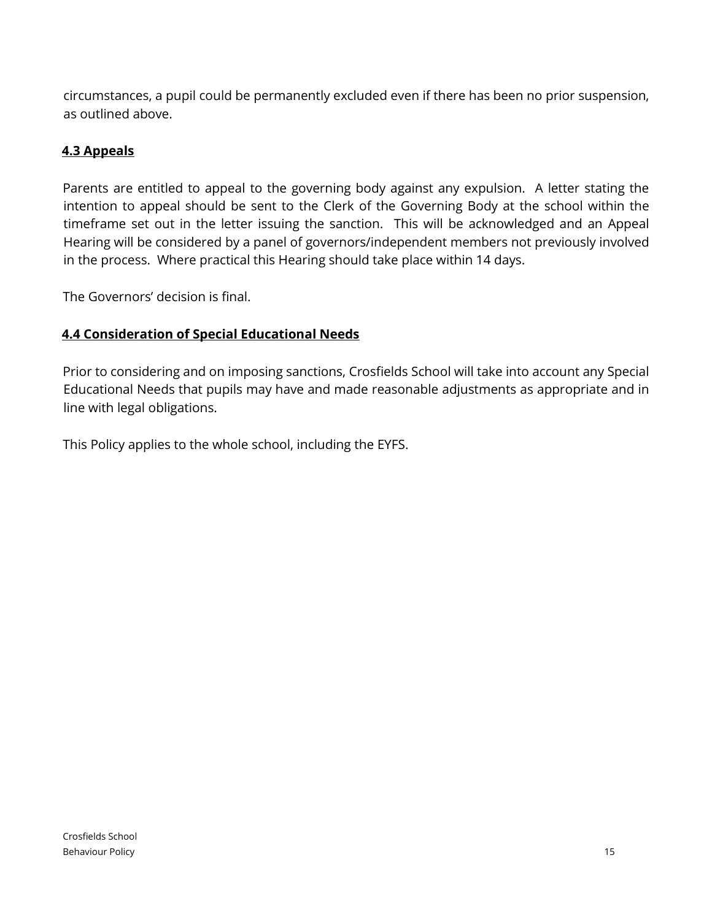circumstances, a pupil could be permanently excluded even if there has been no prior suspension, as outlined above.

### 4.3 Appeals

Parents are entitled to appeal to the governing body against any expulsion. A letter stating the intention to appeal should be sent to the Clerk of the Governing Body at the school within the timeframe set out in the letter issuing the sanction. This will be acknowledged and an Appeal Hearing will be considered by a panel of governors/independent members not previously involved in the process. Where practical this Hearing should take place within 14 days.

The Governors' decision is final.

### 4.4 Consideration of Special Educational Needs

Prior to considering and on imposing sanctions, Crosfields School will take into account any Special Educational Needs that pupils may have and made reasonable adjustments as appropriate and in line with legal obligations.

This Policy applies to the whole school, including the EYFS.